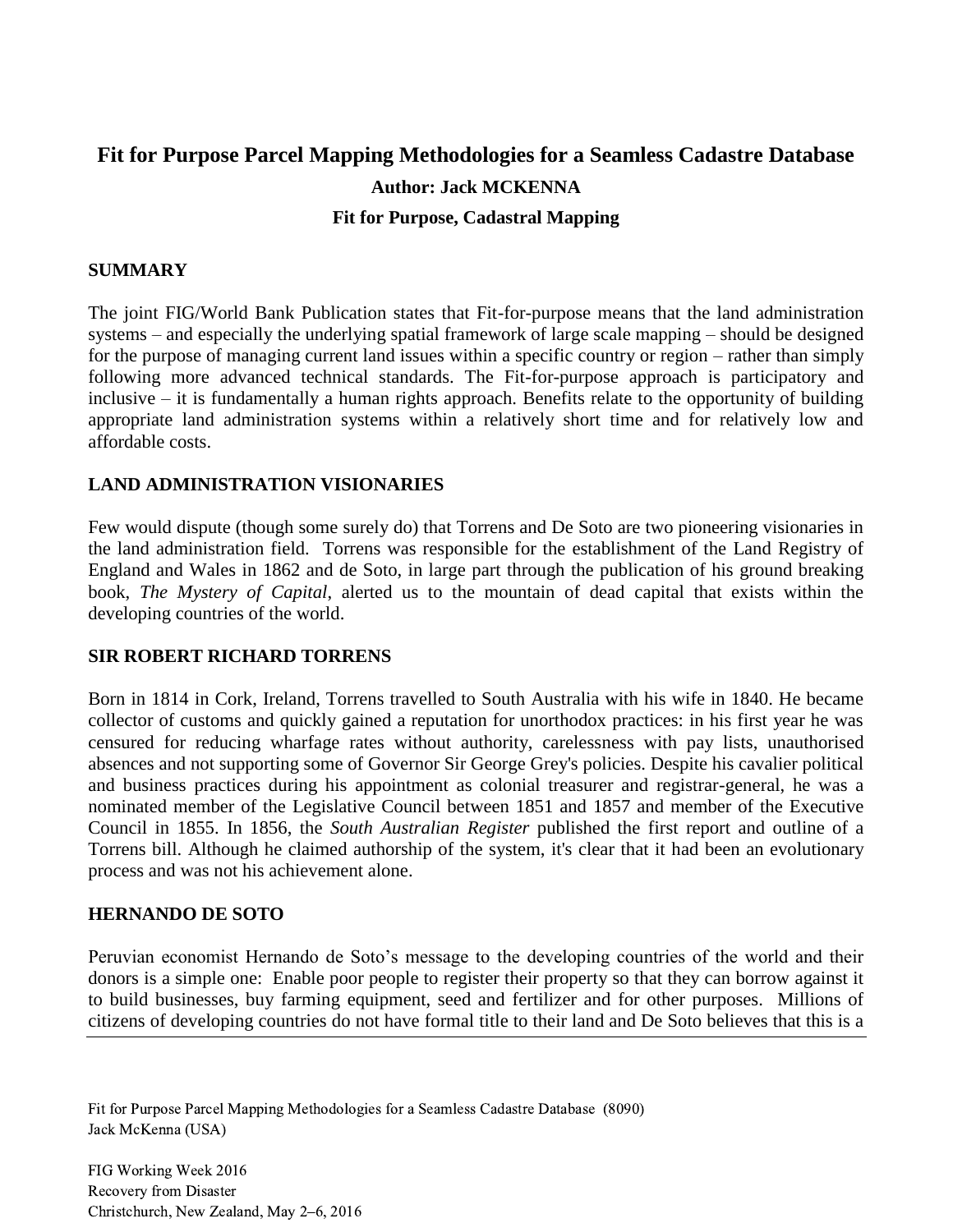# Fit for Purpose Parcel Mapping Methodologies for a Seamless Cadastre Database

**Author: Jack MCKENNA**

**Fit for Purpose, Cadastral Mapping**

## SUMMARY

The joint FIG/World Bank Publication states that Fit-for-purpose means that the land administration systems – and especially the underlying spatial framework of large scale mapping – should be designed for the purpose of managing current land issues within a specific country or region – rather than simply following more advanced technical standards. The Fit-for-purpose approach is participatory and inclusive – it is fundamentally a human rights approach. Benefits relate to the opportunity of building appropriate land administration systems within a relatively short time and for relatively low and affordable costs.

## LAND ADMINISTRATION VISIONARIES

Few would dispute (though some surely do) that Torrens and De Soto are two pioneering visionaries in the land administration field. Torrens was responsible for the establishment of the Land Registry of England and Wales in 1862 and de Soto, in large part through the publication of his ground breaking book, *The Mystery of Capital*, alerted us to the mountain of dead capital that exists within the developing countries of the world.

## SIR ROBERT RICHARD TORRENS

Born in 1814 in Cork, Ireland, Torrens travelled to South Australia with his wife in 1840. He became collector of customs and quickly gained a reputation for unorthodox practices: in his first year he was censured for reducing wharfage rates without authority, carelessness with pay lists, unauthorised absences and not supporting some of Governor Sir George Grey's policies. Despite his cavalier political and business practices during his appointment as colonial treasurer and registrar-general, he was a nominated member of the Legislative Council between 1851 and 1857 and member of the Executive Council in 1855. In 1856, the *South Australian Register* published the first report and outline of a Torrens bill. Although he claimed authorship of the system, it's clear that it had been an evolutionary process and was not his achievement alone.

## HERNANDO DE SOTO

Peruvian economist Hernando de Soto's message to the developing countries of the world and their donors is a simple one: Enable poor people to register their property so that they can borrow against it to build businesses, buy farming equipment, seed and fertilizer and for other purposes. Millions of citizens of developing countries do not have formal title to their land and De Soto believes that this is a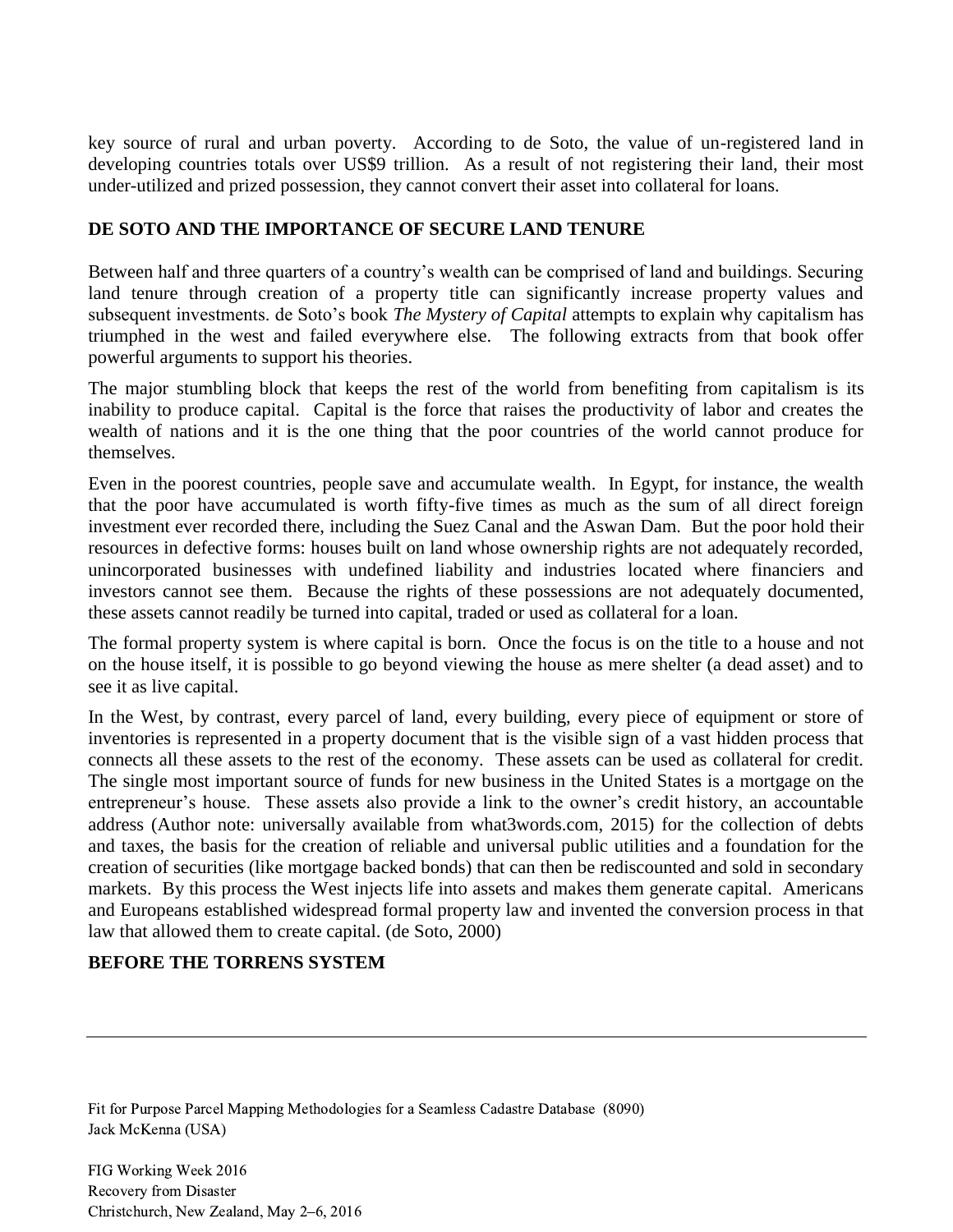key source of rural and urban poverty. According to de Soto, the value of un-registered land in developing countries totals over US$9 trillion. As a result of not registering their land, their most under-utilized and prized possession, they cannot convert their asset into collateral for loans.

## DE SOTO AND THE IMPORTANCE OF SECURE LAND TENURE

Between half and three quarters of a country's wealth can be comprised of land and buildings. Securing land tenure through creation of a property title can significantly increase property values and subsequent investments. de Soto's book *The Mystery of Capital* attempts to explain why capitalism has triumphed in the west and failed everywhere else. The following extracts from that book offer powerful arguments to support his theories.

The major stumbling block that keeps the rest of the world from benefiting from capitalism is its inability to produce capital. Capital is the force that raises the productivity of labor and creates the wealth of nations and it is the one thing that the poor countries of the world cannot produce for themselves.

Even in the poorest countries, people save and accumulate wealth. In Egypt, for instance, the wealth that the poor have accumulated is worth fifty-five times as much as the sum of all direct foreign investment ever recorded there, including the Suez Canal and the Aswan Dam. But the poor hold their resources in defective forms: houses built on land whose ownership rights are not adequately recorded, unincorporated businesses with undefined liability and industries located where financiers and investors cannot see them. Because the rights of these possessions are not adequately documented, these assets cannot readily be turned into capital, traded or used as collateral for a loan.

The formal property system is where capital is born. Once the focus is on the title to a house and not on the house itself, it is possible to go beyond viewing the house as mere shelter (a dead asset) and to see it as live capital.

In the West, by contrast, every parcel of land, every building, every piece of equipment or store of inventories is represented in a property document that is the visible sign of a vast hidden process that connects all these assets to the rest of the economy. These assets can be used as collateral for credit. The single most important source of funds for new business in the United States is a mortgage on the entrepreneur's house. These assets also provide a link to the owner's credit history, an accountable address (Author note: universally available from what3words.com, 2015) for the collection of debts and taxes, the basis for the creation of reliable and universal public utilities and a foundation for the creation of securities (like mortgage backed bonds) that can then be rediscounted and sold in secondary markets. By this process the West injects life into assets and makes them generate capital. Americans and Europeans established widespread formal property law and invented the conversion process in that law that allowed them to create capital. (de Soto, 2000)

## BEFORE THE TORRENS SYSTEM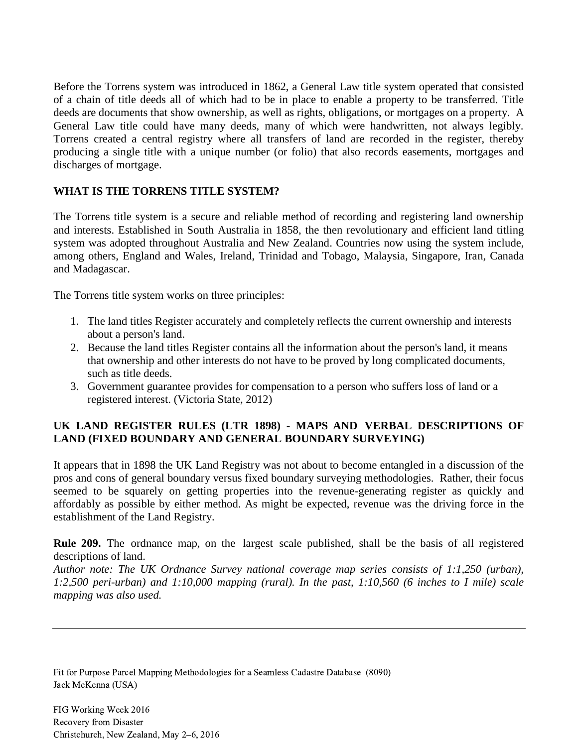Before the Torrens system was introduced in 1862, a General Law title system operated that consisted of a chain of title deeds all of which had to be in place to enable a property to be transferred. Title deeds are documents that show ownership, as well as rights, obligations, or mortgages on a property. A General Law title could have many deeds, many of which were handwritten, not always legibly. Torrens created a central registry where all transfers of land are recorded in the register, thereby producing a single title with a unique number (or folio) that also records easements, mortgages and discharges of mortgage.

## WHAT IS THE TORRENS TITLE SYSTEM?

The Torrens title system is a secure and reliable method of recording and registering land ownership and interests. Established in South Australia in 1858, the then revolutionary and efficient land titling system was adopted throughout Australia and New Zealand. Countries now using the system include, among others, England and Wales, Ireland, Trinidad and Tobago, Malaysia, Singapore, Iran, Canada and Madagascar.

The Torrens title system works on three principles:

1. The land titles Register accurately and completely reflects the current ownership and interests about a person's land.
2. Because the land titles Register contains all the information about the person's land, it means that ownership and other interests do not have to be proved by long complicated documents, such as title deeds.
3. Government guarantee provides for compensation to a person who suffers loss of land or a registered interest. (Victoria State, 2012)

## UK LAND REGISTER RULES (LTR 1898) - MAPS AND VERBAL DESCRIPTIONS OF LAND (FIXED BOUNDARY AND GENERAL BOUNDARY SURVEYING)

It appears that in 1898 the UK Land Registry was not about to become entangled in a discussion of the pros and cons of general boundary versus fixed boundary surveying methodologies. Rather, their focus seemed to be squarely on getting properties into the revenue-generating register as quickly and affordably as possible by either method. As might be expected, revenue was the driving force in the establishment of the Land Registry.

**Rule 209.** The ordnance map, on the largest scale published, shall be the basis of all registered descriptions of land.
*Author note: The UK Ordnance Survey national coverage map series consists of 1:1,250 (urban), 1:2,500 peri-urban) and 1:10,000 mapping (rural). In the past, 1:10,560 (6 inches to I mile) scale mapping was also used.*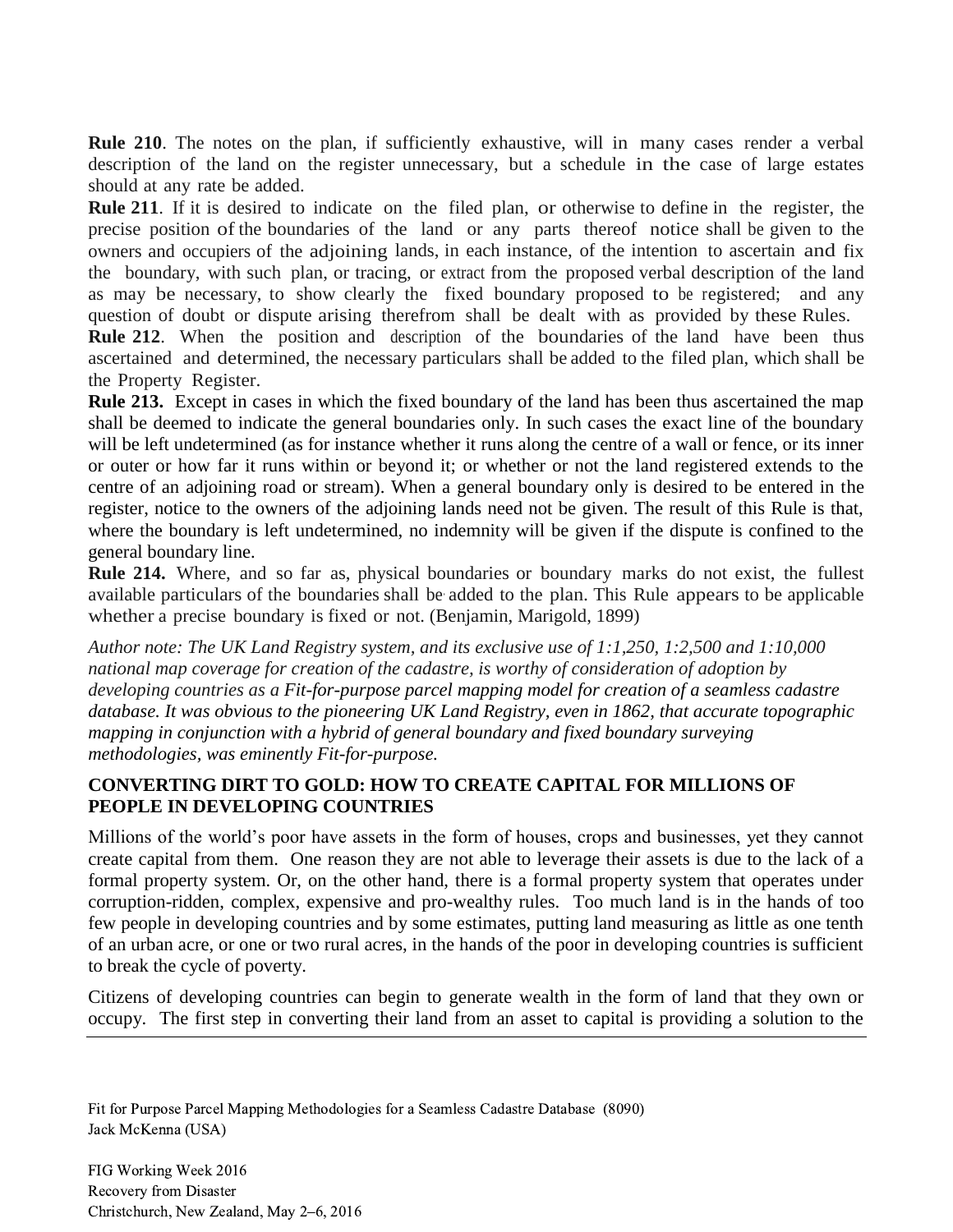**Rule 210**. The notes on the plan, if sufficiently exhaustive, will in many cases render a verbal description of the land on the register unnecessary, but a schedule in the case of large estates should at any rate be added.

**Rule 211**. If it is desired to indicate on the filed plan, or otherwise to define in the register, the precise position of the boundaries of the land or any parts thereof notice shall be given to the owners and occupiers of the adjoining lands, in each instance, of the intention to ascertain and fix the boundary, with such plan, or tracing, or extract from the proposed verbal description of the land as may be necessary, to show clearly the fixed boundary proposed to be registered; and any question of doubt or dispute arising therefrom shall be dealt with as provided by these Rules.

**Rule 212**. When the position and description of the boundaries of the land have been thus ascertained and determined, the necessary particulars shall be added to the filed plan, which shall be the Property Register.

**Rule 213.** Except in cases in which the fixed boundary of the land has been thus ascertained the map shall be deemed to indicate the general boundaries only. In such cases the exact line of the boundary will be left undetermined (as for instance whether it runs along the centre of a wall or fence, or its inner or outer or how far it runs within or beyond it; or whether or not the land registered extends to the centre of an adjoining road or stream). When a general boundary only is desired to be entered in the register, notice to the owners of the adjoining lands need not be given. The result of this Rule is that, where the boundary is left undetermined, no indemnity will be given if the dispute is confined to the general boundary line.

**Rule 214.** Where, and so far as, physical boundaries or boundary marks do not exist, the fullest available particulars of the boundaries shall be added to the plan. This Rule appears to be applicable whether a precise boundary is fixed or not. (Benjamin, Marigold, 1899)

*Author note: The UK Land Registry system, and its exclusive use of 1:1,250, 1:2,500 and 1:10,000 national map coverage for creation of the cadastre, is worthy of consideration of adoption by developing countries as a Fit-for-purpose parcel mapping model for creation of a seamless cadastre database. It was obvious to the pioneering UK Land Registry, even in 1862, that accurate topographic mapping in conjunction with a hybrid of general boundary and fixed boundary surveying methodologies, was eminently Fit-for-purpose.*

## CONVERTING DIRT TO GOLD: HOW TO CREATE CAPITAL FOR MILLIONS OF PEOPLE IN DEVELOPING COUNTRIES

Millions of the world's poor have assets in the form of houses, crops and businesses, yet they cannot create capital from them. One reason they are not able to leverage their assets is due to the lack of a formal property system. Or, on the other hand, there is a formal property system that operates under corruption-ridden, complex, expensive and pro-wealthy rules. Too much land is in the hands of too few people in developing countries and by some estimates, putting land measuring as little as one tenth of an urban acre, or one or two rural acres, in the hands of the poor in developing countries is sufficient to break the cycle of poverty.

Citizens of developing countries can begin to generate wealth in the form of land that they own or occupy. The first step in converting their land from an asset to capital is providing a solution to the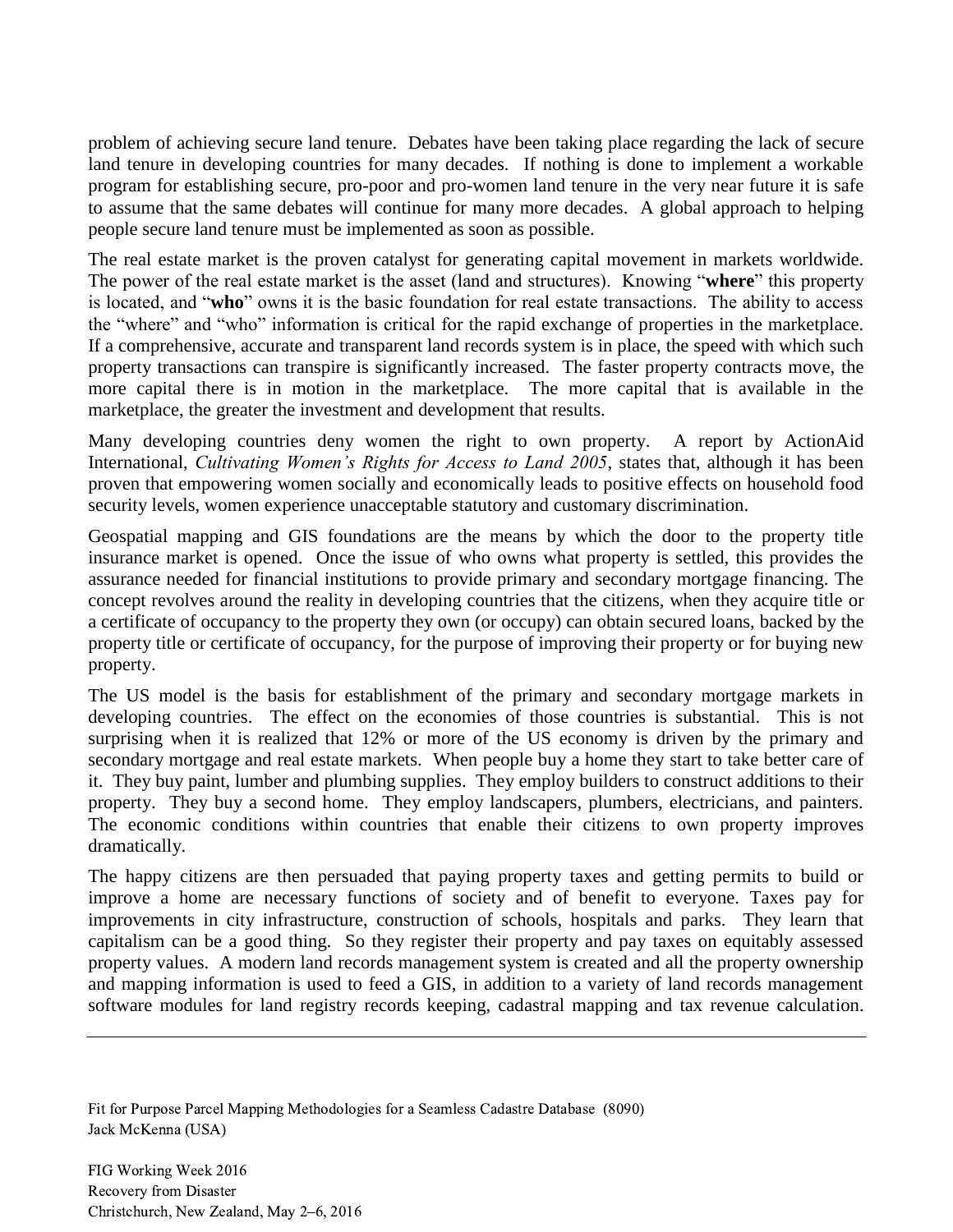problem of achieving secure land tenure. Debates have been taking place regarding the lack of secure land tenure in developing countries for many decades. If nothing is done to implement a workable program for establishing secure, pro-poor and pro-women land tenure in the very near future it is safe to assume that the same debates will continue for many more decades. A global approach to helping people secure land tenure must be implemented as soon as possible.

The real estate market is the proven catalyst for generating capital movement in markets worldwide. The power of the real estate market is the asset (land and structures). Knowing "**where**" this property is located, and "**who**" owns it is the basic foundation for real estate transactions. The ability to access the "where" and "who" information is critical for the rapid exchange of properties in the marketplace. If a comprehensive, accurate and transparent land records system is in place, the speed with which such property transactions can transpire is significantly increased. The faster property contracts move, the more capital there is in motion in the marketplace. The more capital that is available in the marketplace, the greater the investment and development that results.

Many developing countries deny women the right to own property. A report by ActionAid International, *Cultivating Women's Rights for Access to Land 2005*, states that, although it has been proven that empowering women socially and economically leads to positive effects on household food security levels, women experience unacceptable statutory and customary discrimination.

Geospatial mapping and GIS foundations are the means by which the door to the property title insurance market is opened. Once the issue of who owns what property is settled, this provides the assurance needed for financial institutions to provide primary and secondary mortgage financing. The concept revolves around the reality in developing countries that the citizens, when they acquire title or a certificate of occupancy to the property they own (or occupy) can obtain secured loans, backed by the property title or certificate of occupancy, for the purpose of improving their property or for buying new property.

The US model is the basis for establishment of the primary and secondary mortgage markets in developing countries. The effect on the economies of those countries is substantial. This is not surprising when it is realized that 12% or more of the US economy is driven by the primary and secondary mortgage and real estate markets. When people buy a home they start to take better care of it. They buy paint, lumber and plumbing supplies. They employ builders to construct additions to their property. They buy a second home. They employ landscapers, plumbers, electricians, and painters. The economic conditions within countries that enable their citizens to own property improves dramatically.

The happy citizens are then persuaded that paying property taxes and getting permits to build or improve a home are necessary functions of society and of benefit to everyone. Taxes pay for improvements in city infrastructure, construction of schools, hospitals and parks. They learn that capitalism can be a good thing. So they register their property and pay taxes on equitably assessed property values. A modern land records management system is created and all the property ownership and mapping information is used to feed a GIS, in addition to a variety of land records management software modules for land registry records keeping, cadastral mapping and tax revenue calculation.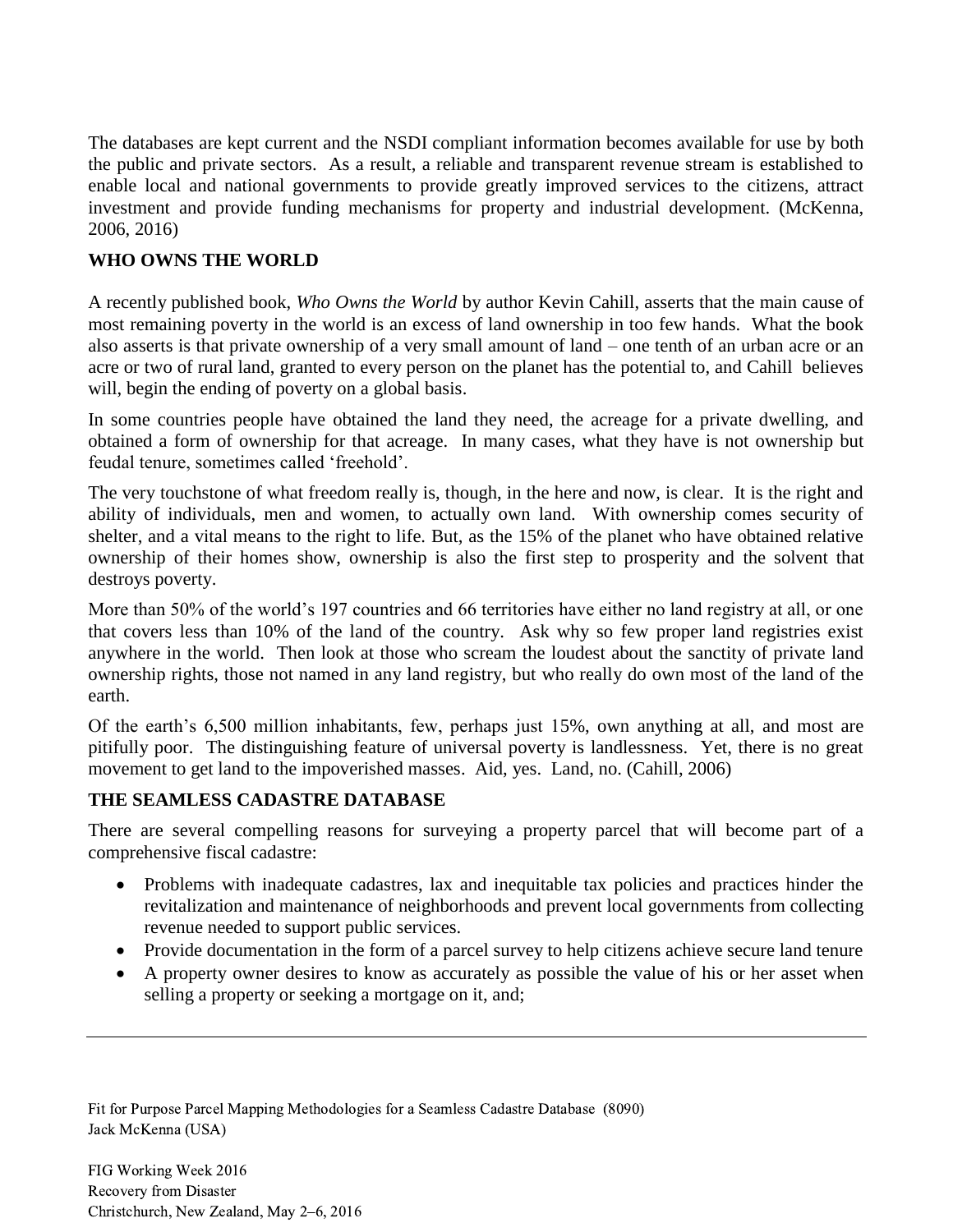The databases are kept current and the NSDI compliant information becomes available for use by both the public and private sectors. As a result, a reliable and transparent revenue stream is established to enable local and national governments to provide greatly improved services to the citizens, attract investment and provide funding mechanisms for property and industrial development. (McKenna, 2006, 2016)

## WHO OWNS THE WORLD

A recently published book, *Who Owns the World* by author Kevin Cahill, asserts that the main cause of most remaining poverty in the world is an excess of land ownership in too few hands. What the book also asserts is that private ownership of a very small amount of land – one tenth of an urban acre or an acre or two of rural land, granted to every person on the planet has the potential to, and Cahill believes will, begin the ending of poverty on a global basis.

In some countries people have obtained the land they need, the acreage for a private dwelling, and obtained a form of ownership for that acreage. In many cases, what they have is not ownership but feudal tenure, sometimes called 'freehold'.

The very touchstone of what freedom really is, though, in the here and now, is clear. It is the right and ability of individuals, men and women, to actually own land. With ownership comes security of shelter, and a vital means to the right to life. But, as the 15% of the planet who have obtained relative ownership of their homes show, ownership is also the first step to prosperity and the solvent that destroys poverty.

More than 50% of the world's 197 countries and 66 territories have either no land registry at all, or one that covers less than 10% of the land of the country. Ask why so few proper land registries exist anywhere in the world. Then look at those who scream the loudest about the sanctity of private land ownership rights, those not named in any land registry, but who really do own most of the land of the earth.

Of the earth's 6,500 million inhabitants, few, perhaps just 15%, own anything at all, and most are pitifully poor. The distinguishing feature of universal poverty is landlessness. Yet, there is no great movement to get land to the impoverished masses. Aid, yes. Land, no. (Cahill, 2006)

## THE SEAMLESS CADASTRE DATABASE

There are several compelling reasons for surveying a property parcel that will become part of a comprehensive fiscal cadastre:

- Problems with inadequate cadastres, lax and inequitable tax policies and practices hinder the revitalization and maintenance of neighborhoods and prevent local governments from collecting revenue needed to support public services.
- Provide documentation in the form of a parcel survey to help citizens achieve secure land tenure
- A property owner desires to know as accurately as possible the value of his or her asset when selling a property or seeking a mortgage on it, and;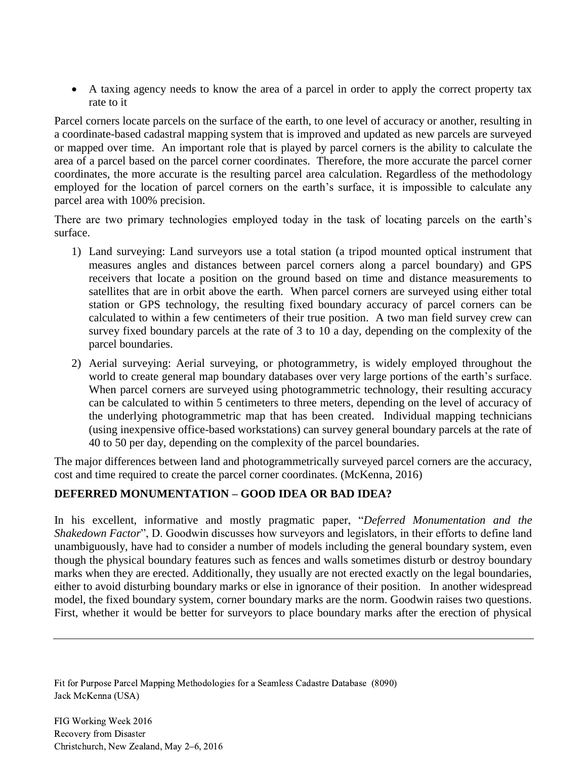- A taxing agency needs to know the area of a parcel in order to apply the correct property tax rate to it

Parcel corners locate parcels on the surface of the earth, to one level of accuracy or another, resulting in a coordinate-based cadastral mapping system that is improved and updated as new parcels are surveyed or mapped over time. An important role that is played by parcel corners is the ability to calculate the area of a parcel based on the parcel corner coordinates. Therefore, the more accurate the parcel corner coordinates, the more accurate is the resulting parcel area calculation. Regardless of the methodology employed for the location of parcel corners on the earth's surface, it is impossible to calculate any parcel area with 100% precision.

There are two primary technologies employed today in the task of locating parcels on the earth's surface.

1) Land surveying: Land surveyors use a total station (a tripod mounted optical instrument that measures angles and distances between parcel corners along a parcel boundary) and GPS receivers that locate a position on the ground based on time and distance measurements to satellites that are in orbit above the earth. When parcel corners are surveyed using either total station or GPS technology, the resulting fixed boundary accuracy of parcel corners can be calculated to within a few centimeters of their true position. A two man field survey crew can survey fixed boundary parcels at the rate of 3 to 10 a day, depending on the complexity of the parcel boundaries.
2) Aerial surveying: Aerial surveying, or photogrammetry, is widely employed throughout the world to create general map boundary databases over very large portions of the earth's surface. When parcel corners are surveyed using photogrammetric technology, their resulting accuracy can be calculated to within 5 centimeters to three meters, depending on the level of accuracy of the underlying photogrammetric map that has been created. Individual mapping technicians (using inexpensive office-based workstations) can survey general boundary parcels at the rate of 40 to 50 per day, depending on the complexity of the parcel boundaries.

The major differences between land and photogrammetrically surveyed parcel corners are the accuracy, cost and time required to create the parcel corner coordinates. (McKenna, 2016)

**DEFERRED MONUMENTATION – GOOD IDEA OR BAD IDEA?**

In his excellent, informative and mostly pragmatic paper, "*Deferred Monumentation and the Shakedown Factor*", D. Goodwin discusses how surveyors and legislators, in their efforts to define land unambiguously, have had to consider a number of models including the general boundary system, even though the physical boundary features such as fences and walls sometimes disturb or destroy boundary marks when they are erected. Additionally, they usually are not erected exactly on the legal boundaries, either to avoid disturbing boundary marks or else in ignorance of their position. In another widespread model, the fixed boundary system, corner boundary marks are the norm. Goodwin raises two questions. First, whether it would be better for surveyors to place boundary marks after the erection of physical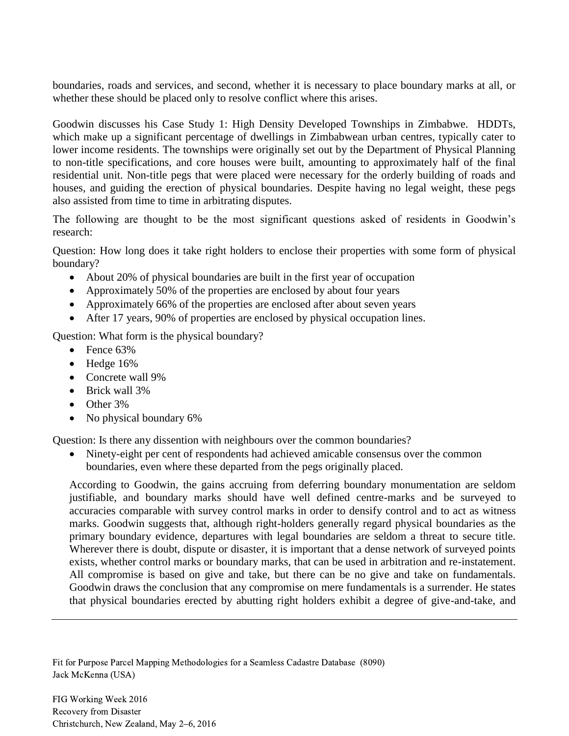boundaries, roads and services, and second, whether it is necessary to place boundary marks at all, or whether these should be placed only to resolve conflict where this arises.

Goodwin discusses his Case Study 1: High Density Developed Townships in Zimbabwe. HDDTs, which make up a significant percentage of dwellings in Zimbabwean urban centres, typically cater to lower income residents. The townships were originally set out by the Department of Physical Planning to non-title specifications, and core houses were built, amounting to approximately half of the final residential unit. Non-title pegs that were placed were necessary for the orderly building of roads and houses, and guiding the erection of physical boundaries. Despite having no legal weight, these pegs also assisted from time to time in arbitrating disputes.

The following are thought to be the most significant questions asked of residents in Goodwin's research:

Question: How long does it take right holders to enclose their properties with some form of physical boundary?

- About 20% of physical boundaries are built in the first year of occupation
- Approximately 50% of the properties are enclosed by about four years
- Approximately 66% of the properties are enclosed after about seven years
- After 17 years, 90% of properties are enclosed by physical occupation lines.

Question: What form is the physical boundary?

- Fence 63%
- Hedge 16%
- Concrete wall 9%
- Brick wall 3%
- Other 3%
- No physical boundary 6%

Question: Is there any dissention with neighbours over the common boundaries?

- Ninety-eight per cent of respondents had achieved amicable consensus over the common boundaries, even where these departed from the pegs originally placed.

According to Goodwin, the gains accruing from deferring boundary monumentation are seldom justifiable, and boundary marks should have well defined centre-marks and be surveyed to accuracies comparable with survey control marks in order to densify control and to act as witness marks. Goodwin suggests that, although right-holders generally regard physical boundaries as the primary boundary evidence, departures with legal boundaries are seldom a threat to secure title. Wherever there is doubt, dispute or disaster, it is important that a dense network of surveyed points exists, whether control marks or boundary marks, that can be used in arbitration and re-instatement. All compromise is based on give and take, but there can be no give and take on fundamentals. Goodwin draws the conclusion that any compromise on mere fundamentals is a surrender. He states that physical boundaries erected by abutting right holders exhibit a degree of give-and-take, and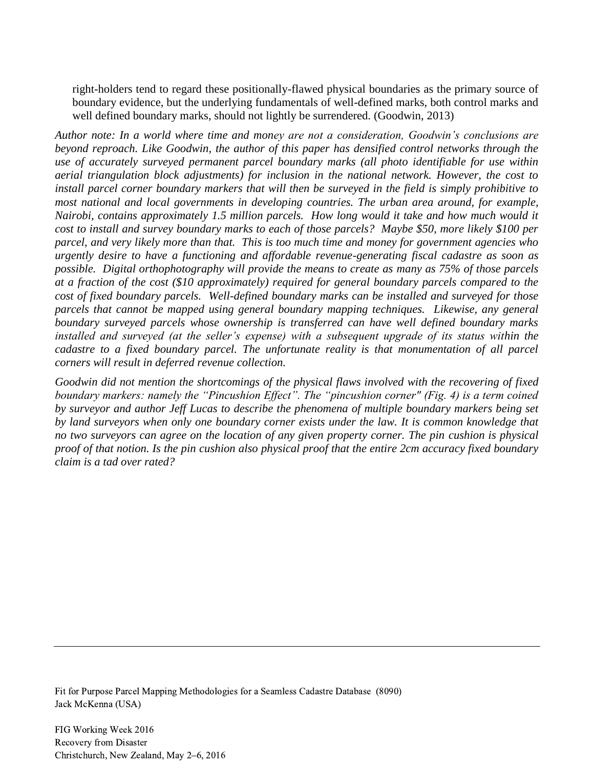> right-holders tend to regard these positionally-flawed physical boundaries as the primary source of boundary evidence, but the underlying fundamentals of well-defined marks, both control marks and well defined boundary marks, should not lightly be surrendered. (Goodwin, 2013)

*Author note: In a world where time and money are not a consideration, Goodwin's conclusions are beyond reproach. Like Goodwin, the author of this paper has densified control networks through the use of accurately surveyed permanent parcel boundary marks (all photo identifiable for use within aerial triangulation block adjustments) for inclusion in the national network. However, the cost to install parcel corner boundary markers that will then be surveyed in the field is simply prohibitive to most national and local governments in developing countries. The urban area around, for example, Nairobi, contains approximately 1.5 million parcels. How long would it take and how much would it cost to install and survey boundary marks to each of those parcels? Maybe $50, more likely $100 per parcel, and very likely more than that. This is too much time and money for government agencies who urgently desire to have a functioning and affordable revenue-generating fiscal cadastre as soon as possible. Digital orthophotography will provide the means to create as many as 75% of those parcels at a fraction of the cost ($10 approximately) required for general boundary parcels compared to the cost of fixed boundary parcels. Well-defined boundary marks can be installed and surveyed for those parcels that cannot be mapped using general boundary mapping techniques. Likewise, any general boundary surveyed parcels whose ownership is transferred can have well defined boundary marks installed and surveyed (at the seller's expense) with a subsequent upgrade of its status within the cadastre to a fixed boundary parcel. The unfortunate reality is that monumentation of all parcel corners will result in deferred revenue collection.*

*Goodwin did not mention the shortcomings of the physical flaws involved with the recovering of fixed boundary markers: namely the "Pincushion Effect". The "pincushion corner" (Fig. 4) is a term coined by surveyor and author Jeff Lucas to describe the phenomena of multiple boundary markers being set by land surveyors when only one boundary corner exists under the law. It is common knowledge that no two surveyors can agree on the location of any given property corner. The pin cushion is physical proof of that notion. Is the pin cushion also physical proof that the entire 2cm accuracy fixed boundary claim is a tad over rated?*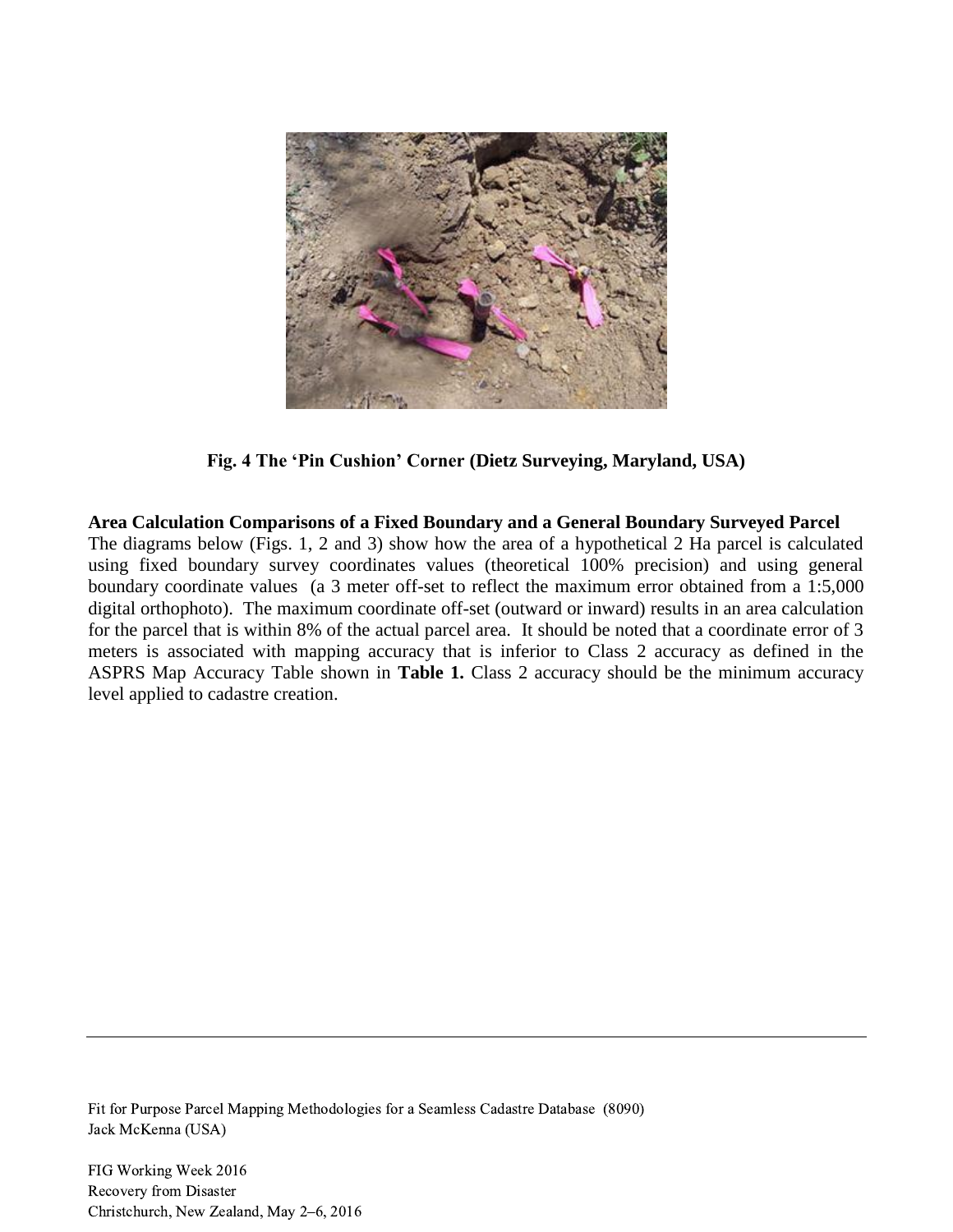Fig. 4 The 'Pin Cushion' Corner (Dietz Surveying, Maryland, USA)

**Area Calculation Comparisons of a Fixed Boundary and a General Boundary Surveyed Parcel**
The diagrams below (Figs. 1, 2 and 3) show how the area of a hypothetical 2 Ha parcel is calculated using fixed boundary survey coordinates values (theoretical 100% precision) and using general boundary coordinate values (a 3 meter off-set to reflect the maximum error obtained from a 1:5,000 digital orthophoto). The maximum coordinate off-set (outward or inward) results in an area calculation for the parcel that is within 8% of the actual parcel area. It should be noted that a coordinate error of 3 meters is associated with mapping accuracy that is inferior to Class 2 accuracy as defined in the ASPRS Map Accuracy Table shown in **Table 1.** Class 2 accuracy should be the minimum accuracy level applied to cadastre creation.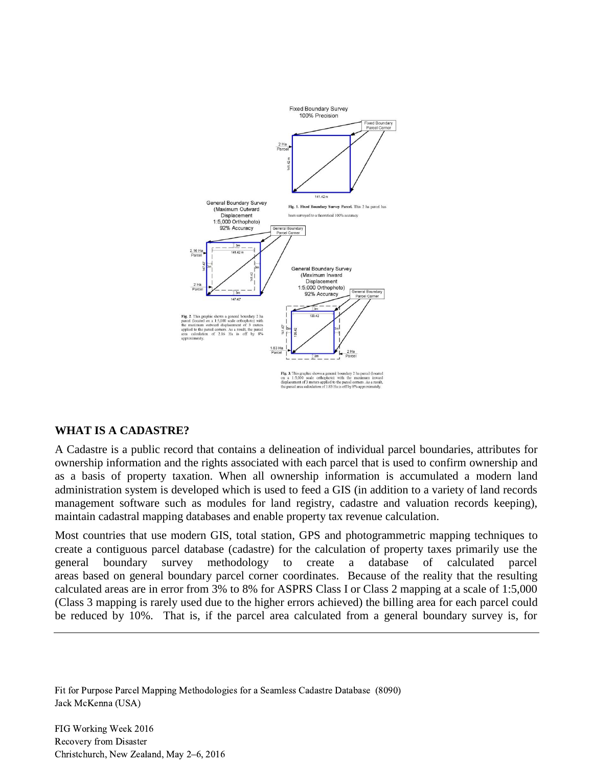Fig. 1. Fixed Boundary Survey Parcel. This 2 ha parcel has been surveyed to a theoretical 100% accuracy

Fig. 2. This graphic shows a general boundary 2 ha parcel (located on a 1:5,000 scale orthophoto) with the maximum outward displacement of 3 meters applied to the parcel corners. As a result, the parcel area calculation of 2.16 Ha is off by 8% approximately.

Fig. 3. This graphic shows a general boundary 2 ha parcel (located on a 1:5,000 scale orthophoto) with the maximum inward displacement of 3 meters applied to the parcel corners. As a result, the parcel area calculation of 1.83 Ha is off by 8% approximately.

**WHAT IS A CADASTRE?**

A Cadastre is a public record that contains a delineation of individual parcel boundaries, attributes for ownership information and the rights associated with each parcel that is used to confirm ownership and as a basis of property taxation. When all ownership information is accumulated a modern land administration system is developed which is used to feed a GIS (in addition to a variety of land records management software such as modules for land registry, cadastre and valuation records keeping), maintain cadastral mapping databases and enable property tax revenue calculation.

Most countries that use modern GIS, total station, GPS and photogrammetric mapping techniques to create a contiguous parcel database (cadastre) for the calculation of property taxes primarily use the general boundary survey methodology to create a database of calculated parcel areas based on general boundary parcel corner coordinates. Because of the reality that the resulting calculated areas are in error from 3% to 8% for ASPRS Class I or Class 2 mapping at a scale of 1:5,000 (Class 3 mapping is rarely used due to the higher errors achieved) the billing area for each parcel could be reduced by 10%. That is, if the parcel area calculated from a general boundary survey is, for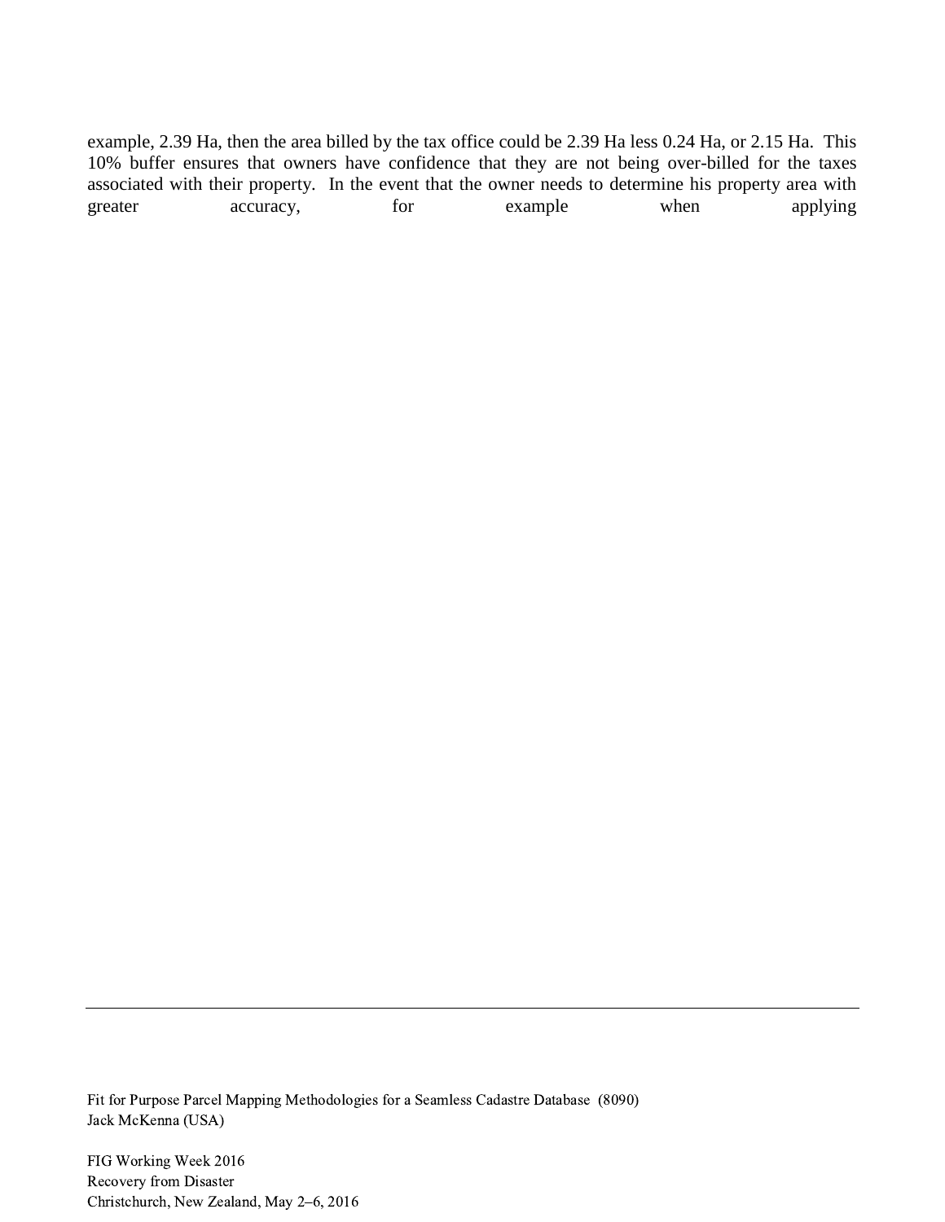example, 2.39 Ha, then the area billed by the tax office could be 2.39 Ha less 0.24 Ha, or 2.15 Ha. This 10% buffer ensures that owners have confidence that they are not being over-billed for the taxes associated with their property. In the event that the owner needs to determine his property area with greater accuracy, for example when applying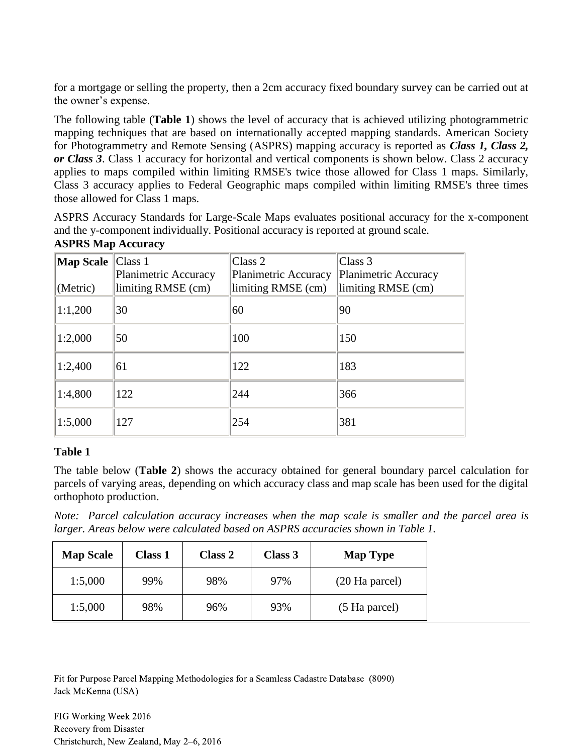for a mortgage or selling the property, then a 2cm accuracy fixed boundary survey can be carried out at the owner's expense.

The following table (**Table 1**) shows the level of accuracy that is achieved utilizing photogrammetric mapping techniques that are based on internationally accepted mapping standards. American Society for Photogrammetry and Remote Sensing (ASPRS) mapping accuracy is reported as ***Class 1, Class 2, or Class 3***. Class 1 accuracy for horizontal and vertical components is shown below. Class 2 accuracy applies to maps compiled within limiting RMSE's twice those allowed for Class 1 maps. Similarly, Class 3 accuracy applies to Federal Geographic maps compiled within limiting RMSE's three times those allowed for Class 1 maps.

ASPRS Accuracy Standards for Large-Scale Maps evaluates positional accuracy for the x-component and the y-component individually. Positional accuracy is reported at ground scale.

**ASPRS Map Accuracy**

| **Map Scale** (Metric) | Class 1 Planimetric Accuracy limiting RMSE (cm) | Class 2 Planimetric Accuracy limiting RMSE (cm) | Class 3 Planimetric Accuracy limiting RMSE (cm) |
|---|---|---|---|
| 1:1,200 | 30 | 60 | 90 |
| 1:2,000 | 50 | 100 | 150 |
| 1:2,400 | 61 | 122 | 183 |
| 1:4,800 | 122 | 244 | 366 |
| 1:5,000 | 127 | 254 | 381 |

**Table 1**

The table below (**Table 2**) shows the accuracy obtained for general boundary parcel calculation for parcels of varying areas, depending on which accuracy class and map scale has been used for the digital orthophoto production.

*Note: Parcel calculation accuracy increases when the map scale is smaller and the parcel area is larger. Areas below were calculated based on ASPRS accuracies shown in Table 1.*

| **Map Scale** | **Class 1** | **Class 2** | **Class 3** | **Map Type** |
|---|---|---|---|---|
| 1:5,000 | 99% | 98% | 97% | (20 Ha parcel) |
| 1:5,000 | 98% | 96% | 93% | (5 Ha parcel) |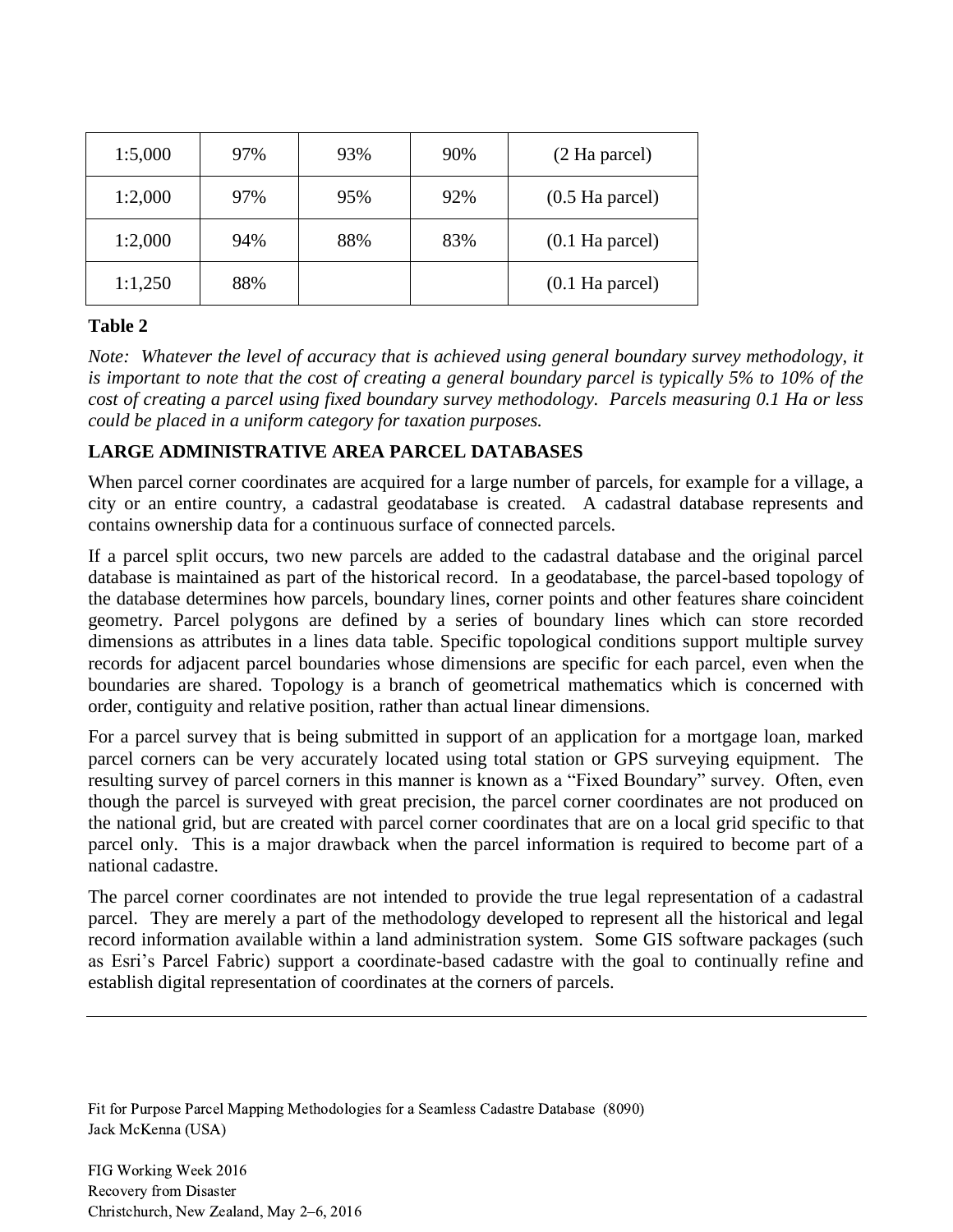| | | | | |
|---|---|---|---|---|
| 1:5,000 | 97% | 93% | 90% | (2 Ha parcel) |
| 1:2,000 | 97% | 95% | 92% | (0.5 Ha parcel) |
| 1:2,000 | 94% | 88% | 83% | (0.1 Ha parcel) |
| 1:1,250 | 88% | | | (0.1 Ha parcel) |

**Table 2**

*Note: Whatever the level of accuracy that is achieved using general boundary survey methodology, it is important to note that the cost of creating a general boundary parcel is typically 5% to 10% of the cost of creating a parcel using fixed boundary survey methodology. Parcels measuring 0.1 Ha or less could be placed in a uniform category for taxation purposes.*

## LARGE ADMINISTRATIVE AREA PARCEL DATABASES

When parcel corner coordinates are acquired for a large number of parcels, for example for a village, a city or an entire country, a cadastral geodatabase is created. A cadastral database represents and contains ownership data for a continuous surface of connected parcels.

If a parcel split occurs, two new parcels are added to the cadastral database and the original parcel database is maintained as part of the historical record. In a geodatabase, the parcel-based topology of the database determines how parcels, boundary lines, corner points and other features share coincident geometry. Parcel polygons are defined by a series of boundary lines which can store recorded dimensions as attributes in a lines data table. Specific topological conditions support multiple survey records for adjacent parcel boundaries whose dimensions are specific for each parcel, even when the boundaries are shared. Topology is a branch of geometrical mathematics which is concerned with order, contiguity and relative position, rather than actual linear dimensions.

For a parcel survey that is being submitted in support of an application for a mortgage loan, marked parcel corners can be very accurately located using total station or GPS surveying equipment. The resulting survey of parcel corners in this manner is known as a "Fixed Boundary" survey. Often, even though the parcel is surveyed with great precision, the parcel corner coordinates are not produced on the national grid, but are created with parcel corner coordinates that are on a local grid specific to that parcel only. This is a major drawback when the parcel information is required to become part of a national cadastre.

The parcel corner coordinates are not intended to provide the true legal representation of a cadastral parcel. They are merely a part of the methodology developed to represent all the historical and legal record information available within a land administration system. Some GIS software packages (such as Esri's Parcel Fabric) support a coordinate-based cadastre with the goal to continually refine and establish digital representation of coordinates at the corners of parcels.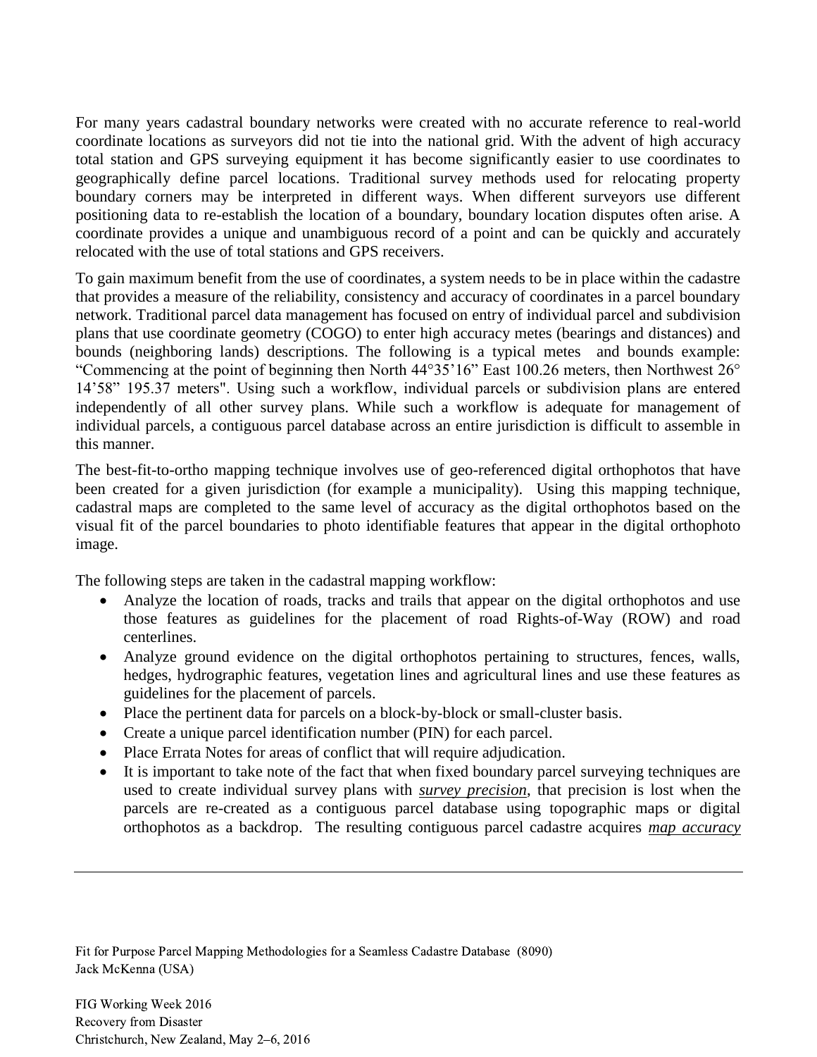For many years cadastral boundary networks were created with no accurate reference to real-world coordinate locations as surveyors did not tie into the national grid. With the advent of high accuracy total station and GPS surveying equipment it has become significantly easier to use coordinates to geographically define parcel locations. Traditional survey methods used for relocating property boundary corners may be interpreted in different ways. When different surveyors use different positioning data to re-establish the location of a boundary, boundary location disputes often arise. A coordinate provides a unique and unambiguous record of a point and can be quickly and accurately relocated with the use of total stations and GPS receivers.

To gain maximum benefit from the use of coordinates, a system needs to be in place within the cadastre that provides a measure of the reliability, consistency and accuracy of coordinates in a parcel boundary network. Traditional parcel data management has focused on entry of individual parcel and subdivision plans that use coordinate geometry (COGO) to enter high accuracy metes (bearings and distances) and bounds (neighboring lands) descriptions. The following is a typical metes and bounds example: "Commencing at the point of beginning then North 44°35'16" East 100.26 meters, then Northwest 26° 14'58" 195.37 meters". Using such a workflow, individual parcels or subdivision plans are entered independently of all other survey plans. While such a workflow is adequate for management of individual parcels, a contiguous parcel database across an entire jurisdiction is difficult to assemble in this manner.

The best-fit-to-ortho mapping technique involves use of geo-referenced digital orthophotos that have been created for a given jurisdiction (for example a municipality). Using this mapping technique, cadastral maps are completed to the same level of accuracy as the digital orthophotos based on the visual fit of the parcel boundaries to photo identifiable features that appear in the digital orthophoto image.

The following steps are taken in the cadastral mapping workflow:

- Analyze the location of roads, tracks and trails that appear on the digital orthophotos and use those features as guidelines for the placement of road Rights-of-Way (ROW) and road centerlines.
- Analyze ground evidence on the digital orthophotos pertaining to structures, fences, walls, hedges, hydrographic features, vegetation lines and agricultural lines and use these features as guidelines for the placement of parcels.
- Place the pertinent data for parcels on a block-by-block or small-cluster basis.
- Create a unique parcel identification number (PIN) for each parcel.
- Place Errata Notes for areas of conflict that will require adjudication.
- It is important to take note of the fact that when fixed boundary parcel surveying techniques are used to create individual survey plans with ***survey precision***, that precision is lost when the parcels are re-created as a contiguous parcel database using topographic maps or digital orthophotos as a backdrop. The resulting contiguous parcel cadastre acquires ***map accuracy***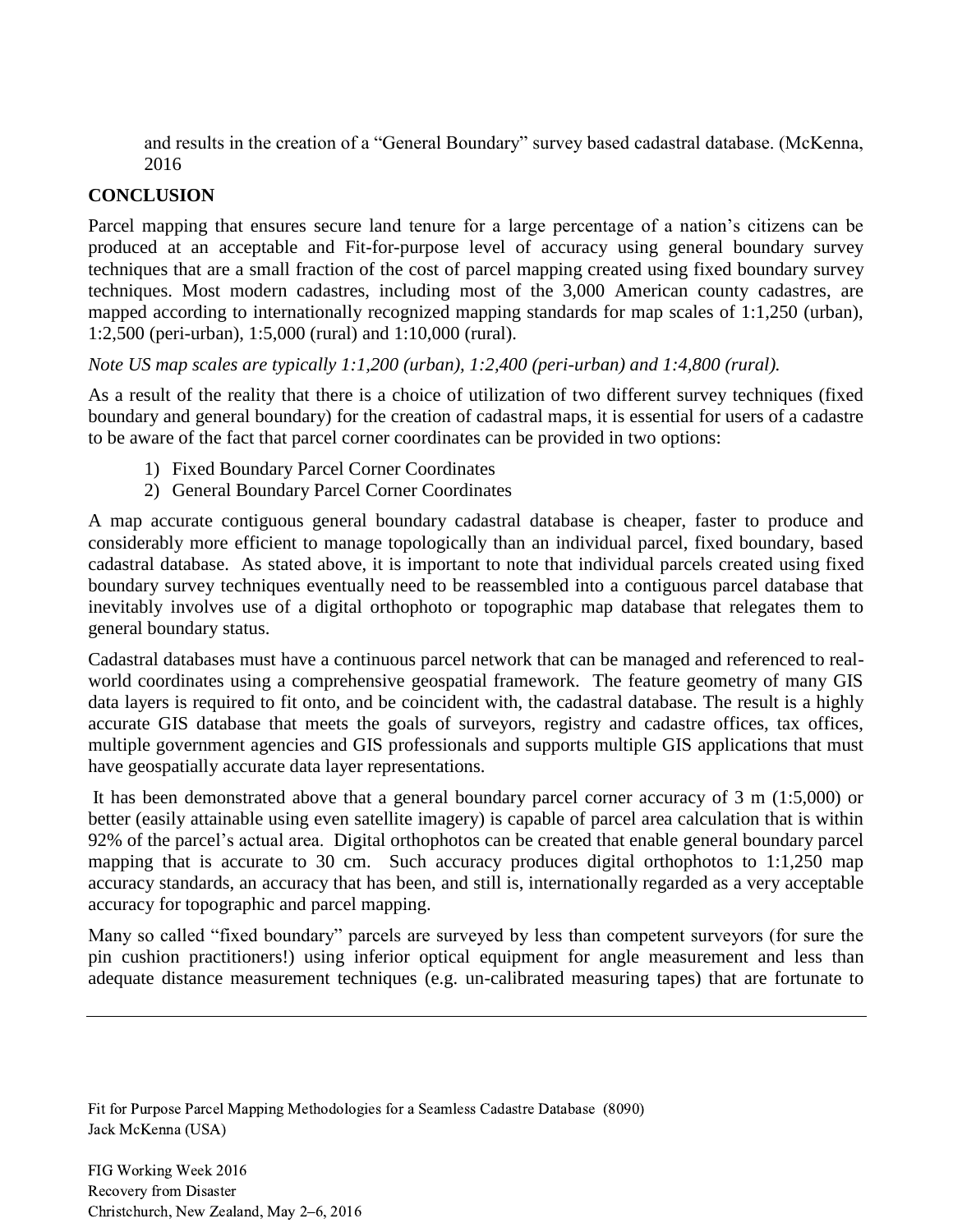and results in the creation of a "General Boundary" survey based cadastral database. (McKenna, 2016

## CONCLUSION

Parcel mapping that ensures secure land tenure for a large percentage of a nation's citizens can be produced at an acceptable and Fit-for-purpose level of accuracy using general boundary survey techniques that are a small fraction of the cost of parcel mapping created using fixed boundary survey techniques. Most modern cadastres, including most of the 3,000 American county cadastres, are mapped according to internationally recognized mapping standards for map scales of 1:1,250 (urban), 1:2,500 (peri-urban), 1:5,000 (rural) and 1:10,000 (rural).

*Note US map scales are typically 1:1,200 (urban), 1:2,400 (peri-urban) and 1:4,800 (rural).*

As a result of the reality that there is a choice of utilization of two different survey techniques (fixed boundary and general boundary) for the creation of cadastral maps, it is essential for users of a cadastre to be aware of the fact that parcel corner coordinates can be provided in two options:

1) Fixed Boundary Parcel Corner Coordinates
2) General Boundary Parcel Corner Coordinates

A map accurate contiguous general boundary cadastral database is cheaper, faster to produce and considerably more efficient to manage topologically than an individual parcel, fixed boundary, based cadastral database. As stated above, it is important to note that individual parcels created using fixed boundary survey techniques eventually need to be reassembled into a contiguous parcel database that inevitably involves use of a digital orthophoto or topographic map database that relegates them to general boundary status.

Cadastral databases must have a continuous parcel network that can be managed and referenced to real-world coordinates using a comprehensive geospatial framework. The feature geometry of many GIS data layers is required to fit onto, and be coincident with, the cadastral database. The result is a highly accurate GIS database that meets the goals of surveyors, registry and cadastre offices, tax offices, multiple government agencies and GIS professionals and supports multiple GIS applications that must have geospatially accurate data layer representations.

It has been demonstrated above that a general boundary parcel corner accuracy of 3 m (1:5,000) or better (easily attainable using even satellite imagery) is capable of parcel area calculation that is within 92% of the parcel's actual area. Digital orthophotos can be created that enable general boundary parcel mapping that is accurate to 30 cm. Such accuracy produces digital orthophotos to 1:1,250 map accuracy standards, an accuracy that has been, and still is, internationally regarded as a very acceptable accuracy for topographic and parcel mapping.

Many so called "fixed boundary" parcels are surveyed by less than competent surveyors (for sure the pin cushion practitioners!) using inferior optical equipment for angle measurement and less than adequate distance measurement techniques (e.g. un-calibrated measuring tapes) that are fortunate to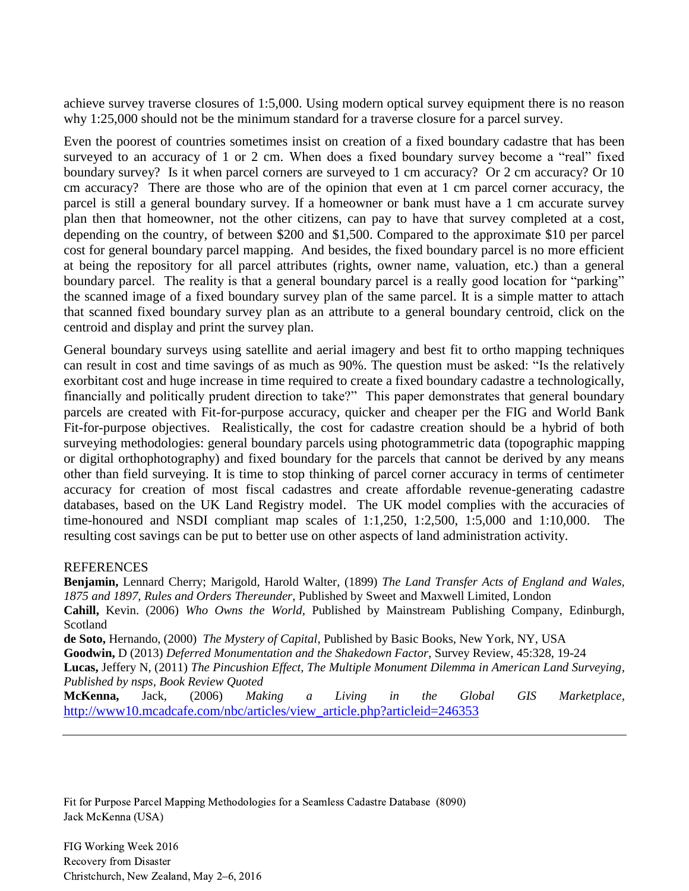achieve survey traverse closures of 1:5,000. Using modern optical survey equipment there is no reason why 1:25,000 should not be the minimum standard for a traverse closure for a parcel survey.

Even the poorest of countries sometimes insist on creation of a fixed boundary cadastre that has been surveyed to an accuracy of 1 or 2 cm. When does a fixed boundary survey become a "real" fixed boundary survey? Is it when parcel corners are surveyed to 1 cm accuracy? Or 2 cm accuracy? Or 10 cm accuracy? There are those who are of the opinion that even at 1 cm parcel corner accuracy, the parcel is still a general boundary survey. If a homeowner or bank must have a 1 cm accurate survey plan then that homeowner, not the other citizens, can pay to have that survey completed at a cost, depending on the country, of between $200 and $1,500. Compared to the approximate $10 per parcel cost for general boundary parcel mapping. And besides, the fixed boundary parcel is no more efficient at being the repository for all parcel attributes (rights, owner name, valuation, etc.) than a general boundary parcel. The reality is that a general boundary parcel is a really good location for "parking" the scanned image of a fixed boundary survey plan of the same parcel. It is a simple matter to attach that scanned fixed boundary survey plan as an attribute to a general boundary centroid, click on the centroid and display and print the survey plan.

General boundary surveys using satellite and aerial imagery and best fit to ortho mapping techniques can result in cost and time savings of as much as 90%. The question must be asked: "Is the relatively exorbitant cost and huge increase in time required to create a fixed boundary cadastre a technologically, financially and politically prudent direction to take?" This paper demonstrates that general boundary parcels are created with Fit-for-purpose accuracy, quicker and cheaper per the FIG and World Bank Fit-for-purpose objectives. Realistically, the cost for cadastre creation should be a hybrid of both surveying methodologies: general boundary parcels using photogrammetric data (topographic mapping or digital orthophotography) and fixed boundary for the parcels that cannot be derived by any means other than field surveying. It is time to stop thinking of parcel corner accuracy in terms of centimeter accuracy for creation of most fiscal cadastres and create affordable revenue-generating cadastre databases, based on the UK Land Registry model. The UK model complies with the accuracies of time-honoured and NSDI compliant map scales of 1:1,250, 1:2,500, 1:5,000 and 1:10,000. The resulting cost savings can be put to better use on other aspects of land administration activity.

## REFERENCES

**Benjamin,** Lennard Cherry; Marigold, Harold Walter, (1899) *The Land Transfer Acts of England and Wales, 1875 and 1897, Rules and Orders Thereunder*, Published by Sweet and Maxwell Limited, London

**Cahill,** Kevin. (2006) *Who Owns the World*, Published by Mainstream Publishing Company, Edinburgh, Scotland

**de Soto,** Hernando, (2000) *The Mystery of Capital,* Published by Basic Books, New York, NY, USA

**Goodwin,** D (2013) *Deferred Monumentation and the Shakedown Factor*, Survey Review, 45:328, 19-24

**Lucas,** Jeffery N, (2011) *The Pincushion Effect, The Multiple Monument Dilemma in American Land Surveying, Published by nsps, Book Review Quoted*

**McKenna,** Jack, (2006) *Making a Living in the Global GIS Marketplace*, http://www10.mcadcafe.com/nbc/articles/view_article.php?articleid=246353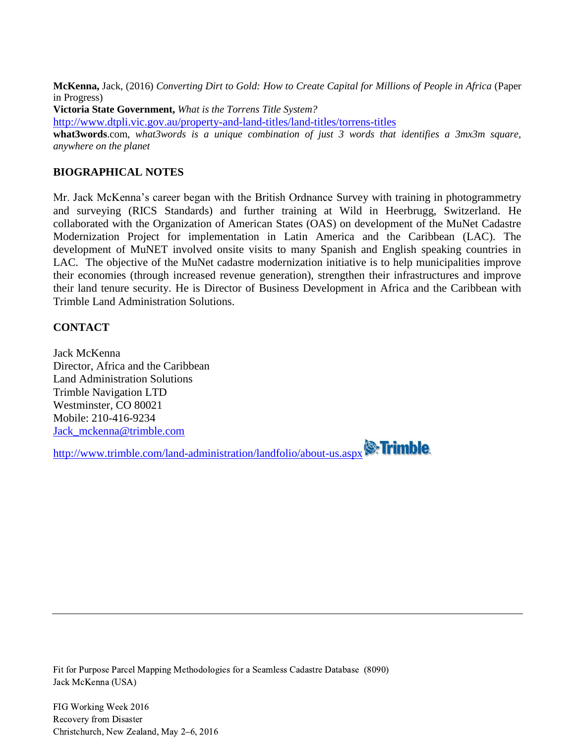**McKenna,** Jack, (2016) *Converting Dirt to Gold: How to Create Capital for Millions of People in Africa* (Paper in Progress)

**Victoria State Government,** *What is the Torrens Title System?* http://www.dtpli.vic.gov.au/property-and-land-titles/land-titles/torrens-titles

**what3words**.com, *what3words is a unique combination of just 3 words that identifies a 3mx3m square, anywhere on the planet*

## BIOGRAPHICAL NOTES

Mr. Jack McKenna's career began with the British Ordnance Survey with training in photogrammetry and surveying (RICS Standards) and further training at Wild in Heerbrugg, Switzerland. He collaborated with the Organization of American States (OAS) on development of the MuNet Cadastre Modernization Project for implementation in Latin America and the Caribbean (LAC). The development of MuNET involved onsite visits to many Spanish and English speaking countries in LAC. The objective of the MuNet cadastre modernization initiative is to help municipalities improve their economies (through increased revenue generation), strengthen their infrastructures and improve their land tenure security. He is Director of Business Development in Africa and the Caribbean with Trimble Land Administration Solutions.

## CONTACT

Jack McKenna
Director, Africa and the Caribbean
Land Administration Solutions
Trimble Navigation LTD
Westminster, CO 80021
Mobile: 210-416-9234
Jack_mckenna@trimble.com

http://www.trimble.com/land-administration/landfolio/about-us.aspx Trimble.

Fit for Purpose Parcel Mapping Methodologies for a Seamless Cadastre Database (8090)
Jack McKenna (USA)

FIG Working Week 2016
Recovery from Disaster
Christchurch, New Zealand, May 2–6, 2016